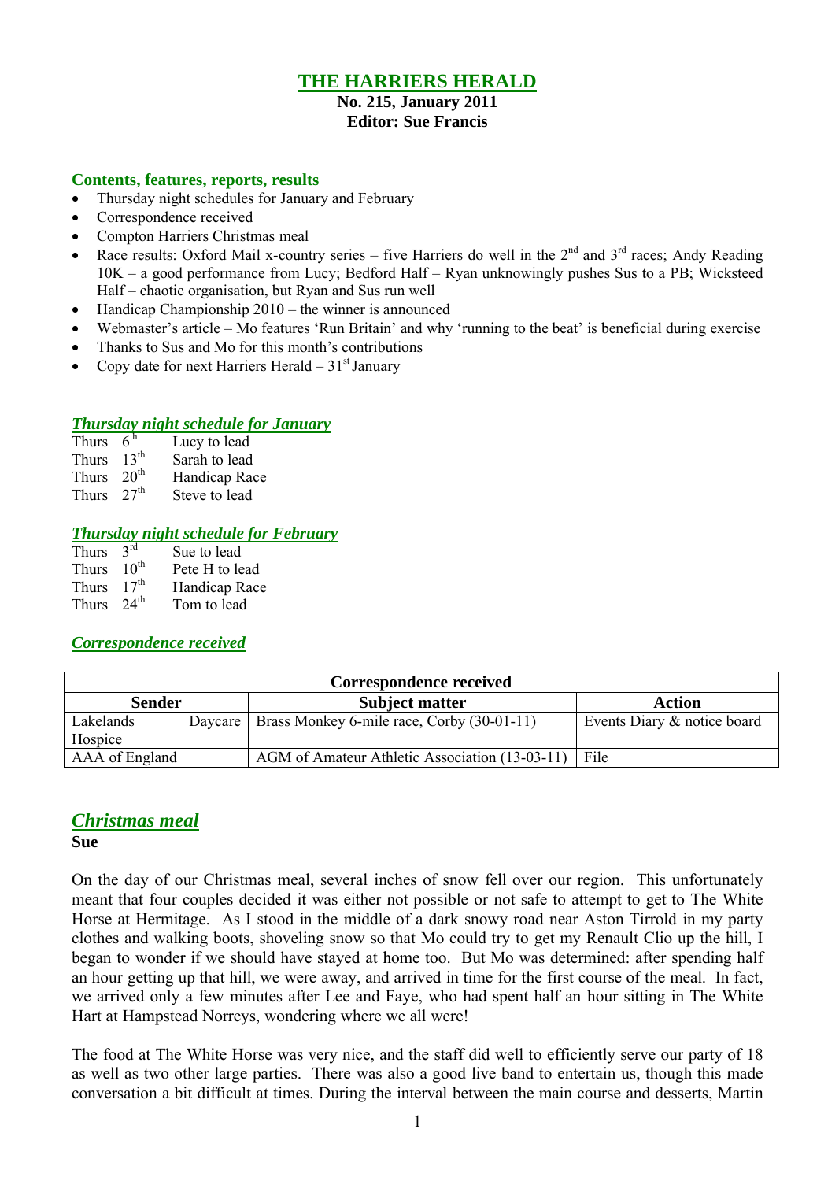# THE HARRIERS HERALD

**No. 215, January 2011**
**Editor: Sue Francis**

## Contents, features, reports, results

- Thursday night schedules for January and February
- Correspondence received
- Compton Harriers Christmas meal
- Race results: Oxford Mail x-country series – five Harriers do well in the 2nd and 3rd races; Andy Reading 10K – a good performance from Lucy; Bedford Half – Ryan unknowingly pushes Sus to a PB; Wicksteed Half – chaotic organisation, but Ryan and Sus run well
- Handicap Championship 2010 – the winner is announced
- Webmaster's article – Mo features 'Run Britain' and why 'running to the beat' is beneficial during exercise
- Thanks to Sus and Mo for this month's contributions
- Copy date for next Harriers Herald – 31st January

## *Thursday night schedule for January*

Thurs 6th Lucy to lead
Thurs 13th Sarah to lead
Thurs 20th Handicap Race
Thurs 27th Steve to lead

## *Thursday night schedule for February*

Thurs 3rd Sue to lead
Thurs 10th Pete H to lead
Thurs 17th Handicap Race
Thurs 24th Tom to lead

## *Correspondence received*

| Correspondence received | | |
|---|---|---|
| **Sender** | **Subject matter** | **Action** |
| Lakelands Daycare Hospice | Brass Monkey 6-mile race, Corby (30-01-11) | Events Diary & notice board |
| AAA of England | AGM of Amateur Athletic Association (13-03-11) | File |

## *Christmas meal*

**Sue**

On the day of our Christmas meal, several inches of snow fell over our region. This unfortunately meant that four couples decided it was either not possible or not safe to attempt to get to The White Horse at Hermitage. As I stood in the middle of a dark snowy road near Aston Tirrold in my party clothes and walking boots, shoveling snow so that Mo could try to get my Renault Clio up the hill, I began to wonder if we should have stayed at home too. But Mo was determined: after spending half an hour getting up that hill, we were away, and arrived in time for the first course of the meal. In fact, we arrived only a few minutes after Lee and Faye, who had spent half an hour sitting in The White Hart at Hampstead Norreys, wondering where we all were!

The food at The White Horse was very nice, and the staff did well to efficiently serve our party of 18 as well as two other large parties. There was also a good live band to entertain us, though this made conversation a bit difficult at times. During the interval between the main course and desserts, Martin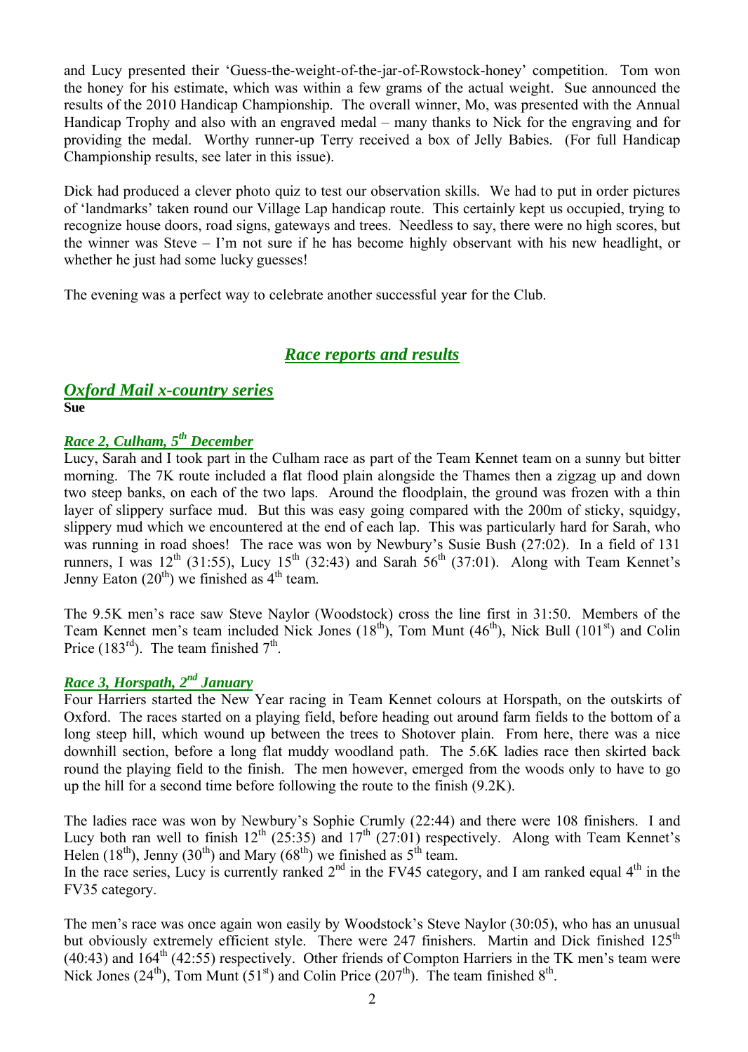and Lucy presented their 'Guess-the-weight-of-the-jar-of-Rowstock-honey' competition. Tom won the honey for his estimate, which was within a few grams of the actual weight. Sue announced the results of the 2010 Handicap Championship. The overall winner, Mo, was presented with the Annual Handicap Trophy and also with an engraved medal – many thanks to Nick for the engraving and for providing the medal. Worthy runner-up Terry received a box of Jelly Babies. (For full Handicap Championship results, see later in this issue).

Dick had produced a clever photo quiz to test our observation skills. We had to put in order pictures of 'landmarks' taken round our Village Lap handicap route. This certainly kept us occupied, trying to recognize house doors, road signs, gateways and trees. Needless to say, there were no high scores, but the winner was Steve – I'm not sure if he has become highly observant with his new headlight, or whether he just had some lucky guesses!

The evening was a perfect way to celebrate another successful year for the Club.

## *Race reports and results*

### *Oxford Mail x-country series*

**Sue**

#### *Race 2, Culham, 5th December*

Lucy, Sarah and I took part in the Culham race as part of the Team Kennet team on a sunny but bitter morning. The 7K route included a flat flood plain alongside the Thames then a zigzag up and down two steep banks, on each of the two laps. Around the floodplain, the ground was frozen with a thin layer of slippery surface mud. But this was easy going compared with the 200m of sticky, squidgy, slippery mud which we encountered at the end of each lap. This was particularly hard for Sarah, who was running in road shoes! The race was won by Newbury's Susie Bush (27:02). In a field of 131 runners, I was 12th (31:55), Lucy 15th (32:43) and Sarah 56th (37:01). Along with Team Kennet's Jenny Eaton (20th) we finished as 4th team.

The 9.5K men's race saw Steve Naylor (Woodstock) cross the line first in 31:50. Members of the Team Kennet men's team included Nick Jones (18th), Tom Munt (46th), Nick Bull (101st) and Colin Price (183rd). The team finished 7th.

#### *Race 3, Horspath, 2nd January*

Four Harriers started the New Year racing in Team Kennet colours at Horspath, on the outskirts of Oxford. The races started on a playing field, before heading out around farm fields to the bottom of a long steep hill, which wound up between the trees to Shotover plain. From here, there was a nice downhill section, before a long flat muddy woodland path. The 5.6K ladies race then skirted back round the playing field to the finish. The men however, emerged from the woods only to have to go up the hill for a second time before following the route to the finish (9.2K).

The ladies race was won by Newbury's Sophie Crumly (22:44) and there were 108 finishers. I and Lucy both ran well to finish 12th (25:35) and 17th (27:01) respectively. Along with Team Kennet's Helen (18th), Jenny (30th) and Mary (68th) we finished as 5th team.

In the race series, Lucy is currently ranked 2nd in the FV45 category, and I am ranked equal 4th in the FV35 category.

The men's race was once again won easily by Woodstock's Steve Naylor (30:05), who has an unusual but obviously extremely efficient style. There were 247 finishers. Martin and Dick finished 125th (40:43) and 164th (42:55) respectively. Other friends of Compton Harriers in the TK men's team were Nick Jones (24th), Tom Munt (51st) and Colin Price (207th). The team finished 8th.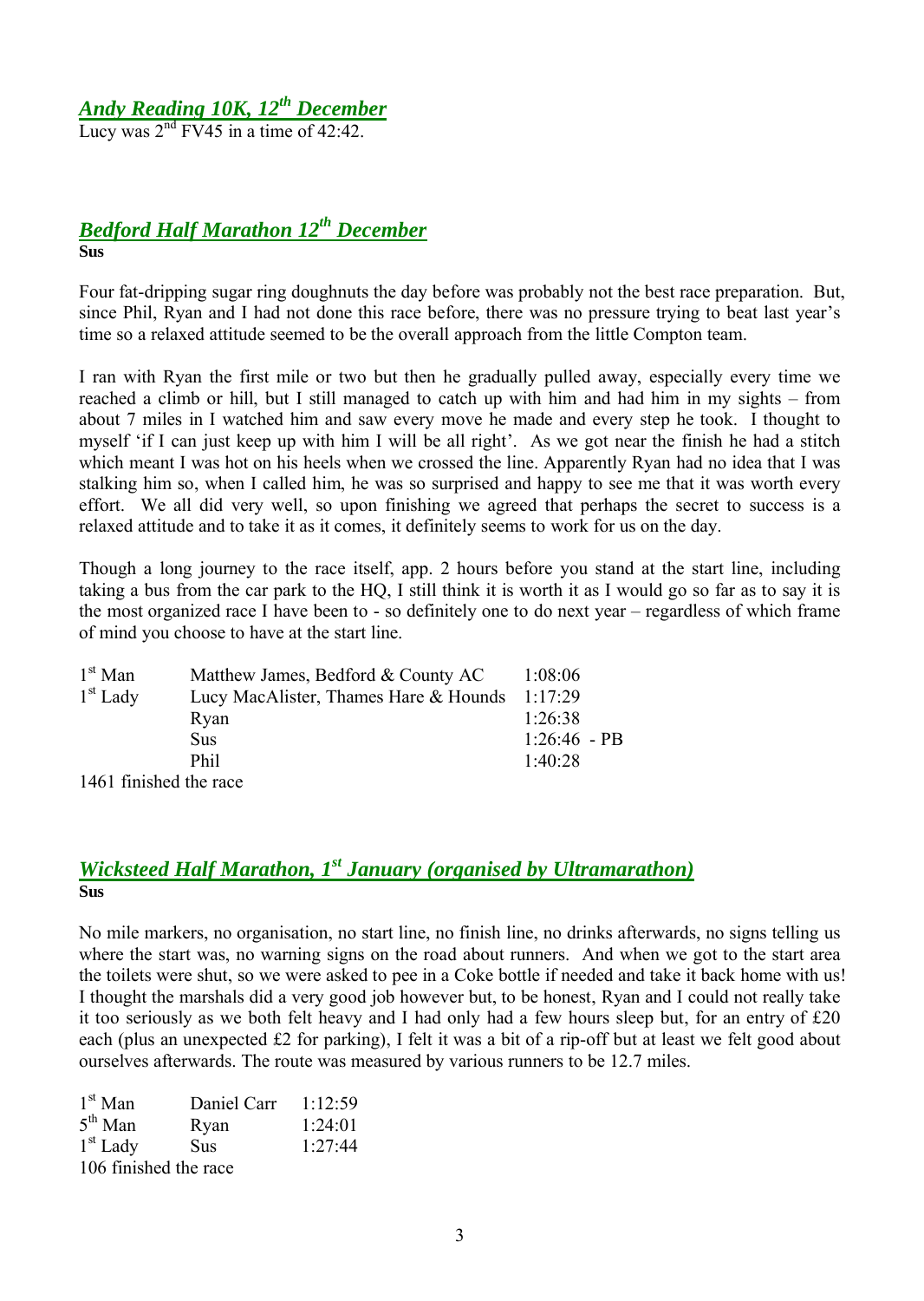## *Andy Reading 10K, 12th December*

Lucy was 2nd FV45 in a time of 42:42.

## *Bedford Half Marathon 12th December*

**Sus**

Four fat-dripping sugar ring doughnuts the day before was probably not the best race preparation. But, since Phil, Ryan and I had not done this race before, there was no pressure trying to beat last year's time so a relaxed attitude seemed to be the overall approach from the little Compton team.

I ran with Ryan the first mile or two but then he gradually pulled away, especially every time we reached a climb or hill, but I still managed to catch up with him and had him in my sights – from about 7 miles in I watched him and saw every move he made and every step he took. I thought to myself 'if I can just keep up with him I will be all right'. As we got near the finish he had a stitch which meant I was hot on his heels when we crossed the line. Apparently Ryan had no idea that I was stalking him so, when I called him, he was so surprised and happy to see me that it was worth every effort. We all did very well, so upon finishing we agreed that perhaps the secret to success is a relaxed attitude and to take it as it comes, it definitely seems to work for us on the day.

Though a long journey to the race itself, app. 2 hours before you stand at the start line, including taking a bus from the car park to the HQ, I still think it is worth it as I would go so far as to say it is the most organized race I have been to - so definitely one to do next year – regardless of which frame of mind you choose to have at the start line.

| | | |
|---|---|---|
| 1st Man | Matthew James, Bedford & County AC | 1:08:06 |
| 1st Lady | Lucy MacAlister, Thames Hare & Hounds | 1:17:29 |
| | Ryan | 1:26:38 |
| | Sus | 1:26:46 - PB |
| | Phil | 1:40:28 |

1461 finished the race

## *Wicksteed Half Marathon, 1st January (organised by Ultramarathon)*

**Sus**

No mile markers, no organisation, no start line, no finish line, no drinks afterwards, no signs telling us where the start was, no warning signs on the road about runners. And when we got to the start area the toilets were shut, so we were asked to pee in a Coke bottle if needed and take it back home with us! I thought the marshals did a very good job however but, to be honest, Ryan and I could not really take it too seriously as we both felt heavy and I had only had a few hours sleep but, for an entry of £20 each (plus an unexpected £2 for parking), I felt it was a bit of a rip-off but at least we felt good about ourselves afterwards. The route was measured by various runners to be 12.7 miles.

| | | |
|---|---|---|
| 1st Man | Daniel Carr | 1:12:59 |
| 5th Man | Ryan | 1:24:01 |
| 1st Lady | Sus | 1:27:44 |

106 finished the race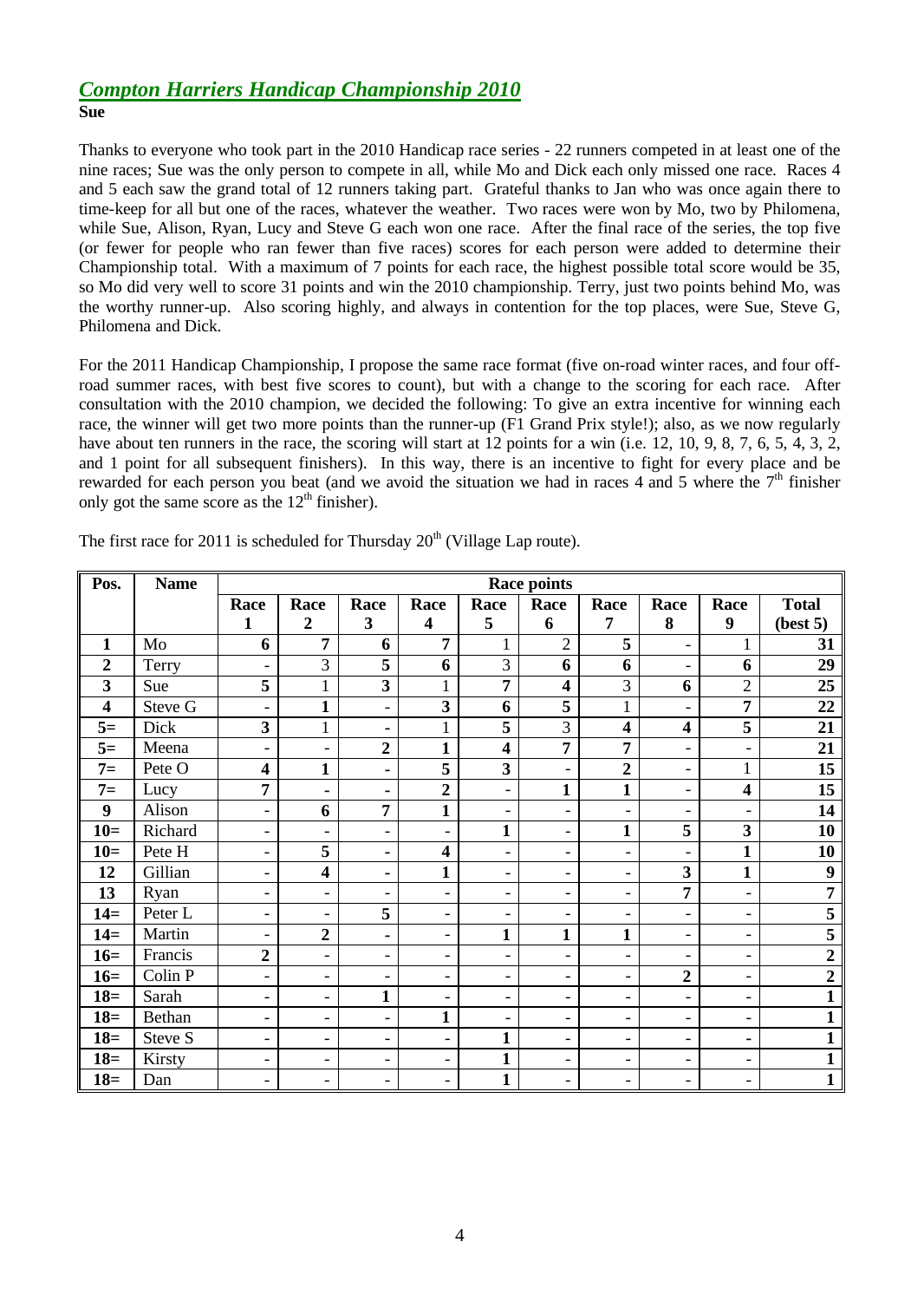## *Compton Harriers Handicap Championship 2010*

**Sue**

Thanks to everyone who took part in the 2010 Handicap race series - 22 runners competed in at least one of the nine races; Sue was the only person to compete in all, while Mo and Dick each only missed one race. Races 4 and 5 each saw the grand total of 12 runners taking part. Grateful thanks to Jan who was once again there to time-keep for all but one of the races, whatever the weather. Two races were won by Mo, two by Philomena, while Sue, Alison, Ryan, Lucy and Steve G each won one race. After the final race of the series, the top five (or fewer for people who ran fewer than five races) scores for each person were added to determine their Championship total. With a maximum of 7 points for each race, the highest possible total score would be 35, so Mo did very well to score 31 points and win the 2010 championship. Terry, just two points behind Mo, was the worthy runner-up. Also scoring highly, and always in contention for the top places, were Sue, Steve G, Philomena and Dick.

For the 2011 Handicap Championship, I propose the same race format (five on-road winter races, and four off-road summer races, with best five scores to count), but with a change to the scoring for each race. After consultation with the 2010 champion, we decided the following: To give an extra incentive for winning each race, the winner will get two more points than the runner-up (F1 Grand Prix style!); also, as we now regularly have about ten runners in the race, the scoring will start at 12 points for a win (i.e. 12, 10, 9, 8, 7, 6, 5, 4, 3, 2, and 1 point for all subsequent finishers). In this way, there is an incentive to fight for every place and be rewarded for each person you beat (and we avoid the situation we had in races 4 and 5 where the 7th finisher only got the same score as the 12th finisher).

The first race for 2011 is scheduled for Thursday 20th (Village Lap route).

| Pos. | Name | Race points | | | | | | | | | |
|---|---|---|---|---|---|---|---|---|---|---|---|
| | | Race 1 | Race 2 | Race 3 | Race 4 | Race 5 | Race 6 | Race 7 | Race 8 | Race 9 | Total (best 5) |
| **1** | Mo | **6** | **7** | **6** | **7** | 1 | 2 | **5** | - | 1 | **31** |
| **2** | Terry | - | 3 | **5** | **6** | 3 | **6** | **6** | - | **6** | **29** |
| **3** | Sue | **5** | 1 | **3** | 1 | **7** | **4** | 3 | **6** | 2 | **25** |
| **4** | Steve G | - | **1** | - | **3** | **6** | **5** | 1 | - | **7** | **22** |
| **5=** | Dick | **3** | 1 | - | 1 | **5** | 3 | **4** | **4** | **5** | **21** |
| **5=** | Meena | - | - | **2** | **1** | **4** | **7** | **7** | - | - | **21** |
| **7=** | Pete O | **4** | **1** | - | **5** | **3** | - | **2** | - | 1 | **15** |
| **7=** | Lucy | **7** | - | - | **2** | - | **1** | **1** | - | **4** | **15** |
| **9** | Alison | - | **6** | **7** | **1** | - | - | - | - | - | **14** |
| **10=** | Richard | - | - | - | - | **1** | - | **1** | **5** | **3** | **10** |
| **10=** | Pete H | - | **5** | - | **4** | - | - | - | - | **1** | **10** |
| **12** | Gillian | - | **4** | - | **1** | - | - | - | **3** | **1** | **9** |
| **13** | Ryan | - | - | - | - | - | - | - | **7** | - | **7** |
| **14=** | Peter L | - | - | **5** | - | - | - | - | - | - | **5** |
| **14=** | Martin | - | **2** | - | - | **1** | **1** | **1** | - | - | **5** |
| **16=** | Francis | **2** | - | - | - | - | - | - | - | - | **2** |
| **16=** | Colin P | - | - | - | - | - | - | - | **2** | - | **2** |
| **18=** | Sarah | - | - | **1** | - | - | - | - | - | - | **1** |
| **18=** | Bethan | - | - | - | **1** | - | - | - | - | - | **1** |
| **18=** | Steve S | - | - | - | - | **1** | - | - | - | - | **1** |
| **18=** | Kirsty | - | - | - | - | **1** | - | - | - | - | **1** |
| **18=** | Dan | - | - | - | - | **1** | - | - | - | - | **1** |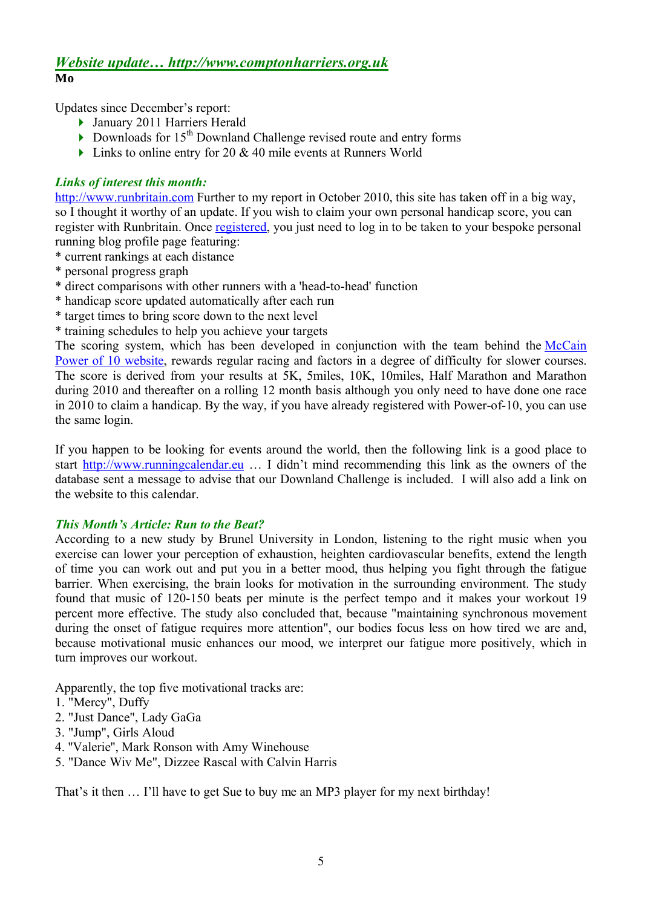## *Website update… http://www.comptonharriers.org.uk*

**Mo**

Updates since December's report:

- January 2011 Harriers Herald
- Downloads for 15th Downland Challenge revised route and entry forms
- Links to online entry for 20 & 40 mile events at Runners World

### *Links of interest this month:*

http://www.runbritain.com Further to my report in October 2010, this site has taken off in a big way, so I thought it worthy of an update. If you wish to claim your own personal handicap score, you can register with Runbritain. Once registered, you just need to log in to be taken to your bespoke personal running blog profile page featuring:

* current rankings at each distance
* personal progress graph
* direct comparisons with other runners with a 'head-to-head' function
* handicap score updated automatically after each run
* target times to bring score down to the next level
* training schedules to help you achieve your targets

The scoring system, which has been developed in conjunction with the team behind the McCain Power of 10 website, rewards regular racing and factors in a degree of difficulty for slower courses. The score is derived from your results at 5K, 5miles, 10K, 10miles, Half Marathon and Marathon during 2010 and thereafter on a rolling 12 month basis although you only need to have done one race in 2010 to claim a handicap. By the way, if you have already registered with Power-of-10, you can use the same login.

If you happen to be looking for events around the world, then the following link is a good place to start http://www.runningcalendar.eu … I didn't mind recommending this link as the owners of the database sent a message to advise that our Downland Challenge is included. I will also add a link on the website to this calendar.

### *This Month's Article: Run to the Beat?*

According to a new study by Brunel University in London, listening to the right music when you exercise can lower your perception of exhaustion, heighten cardiovascular benefits, extend the length of time you can work out and put you in a better mood, thus helping you fight through the fatigue barrier. When exercising, the brain looks for motivation in the surrounding environment. The study found that music of 120-150 beats per minute is the perfect tempo and it makes your workout 19 percent more effective. The study also concluded that, because "maintaining synchronous movement during the onset of fatigue requires more attention", our bodies focus less on how tired we are and, because motivational music enhances our mood, we interpret our fatigue more positively, which in turn improves our workout.

Apparently, the top five motivational tracks are:

1. "Mercy", Duffy
2. "Just Dance", Lady GaGa
3. "Jump", Girls Aloud
4. "Valerie", Mark Ronson with Amy Winehouse
5. "Dance Wiv Me", Dizzee Rascal with Calvin Harris

That's it then … I'll have to get Sue to buy me an MP3 player for my next birthday!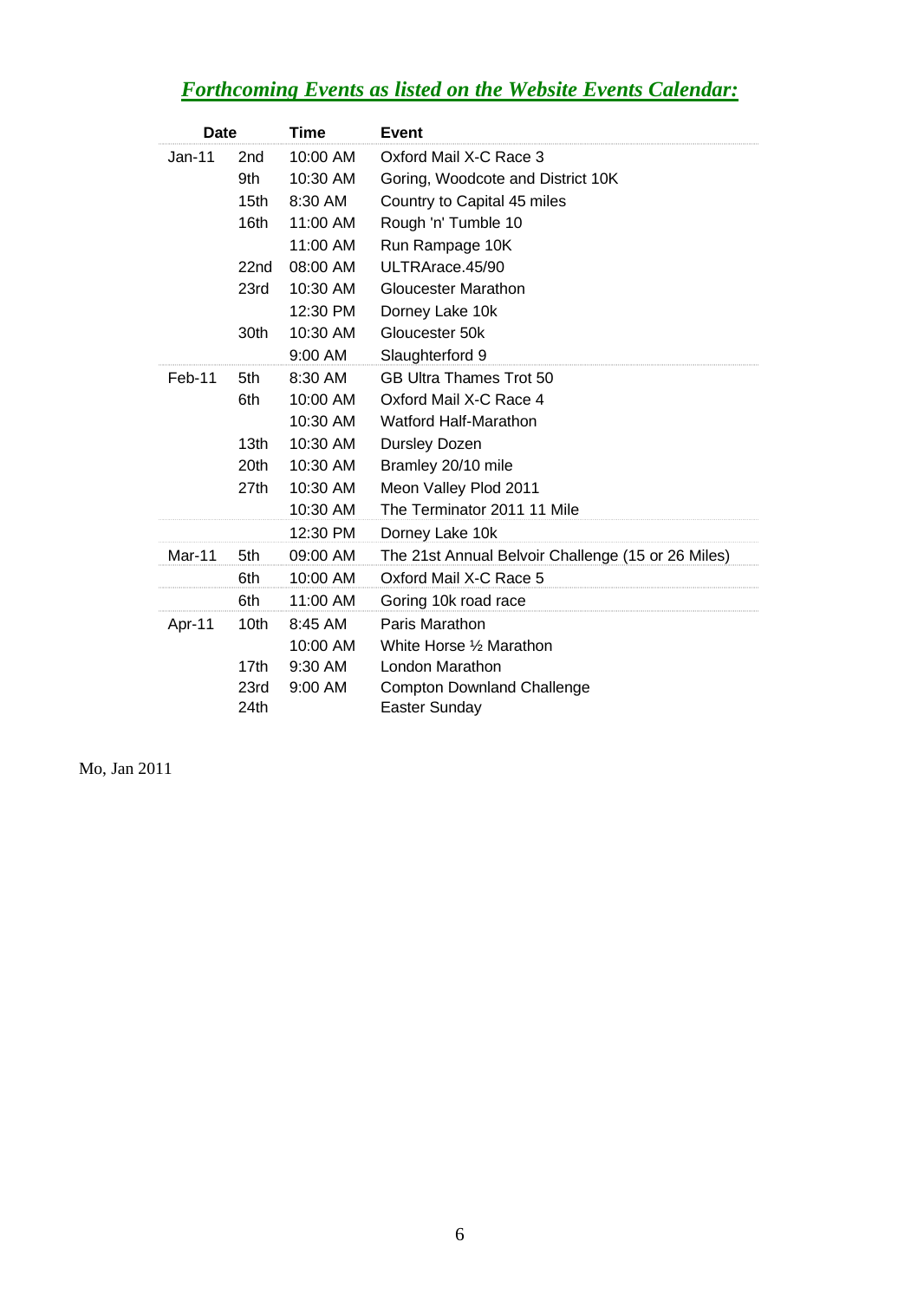## *Forthcoming Events as listed on the Website Events Calendar:*

| Date | | Time | Event |
|---|---|---|---|
| Jan-11 | 2nd | 10:00 AM | Oxford Mail X-C Race 3 |
| | 9th | 10:30 AM | Goring, Woodcote and District 10K |
| | 15th | 8:30 AM | Country to Capital 45 miles |
| | 16th | 11:00 AM | Rough 'n' Tumble 10 |
| | | 11:00 AM | Run Rampage 10K |
| | 22nd | 08:00 AM | ULTRArace.45/90 |
| | 23rd | 10:30 AM | Gloucester Marathon |
| | | 12:30 PM | Dorney Lake 10k |
| | 30th | 10:30 AM | Gloucester 50k |
| | | 9:00 AM | Slaughterford 9 |
| Feb-11 | 5th | 8:30 AM | GB Ultra Thames Trot 50 |
| | 6th | 10:00 AM | Oxford Mail X-C Race 4 |
| | | 10:30 AM | Watford Half-Marathon |
| | 13th | 10:30 AM | Dursley Dozen |
| | 20th | 10:30 AM | Bramley 20/10 mile |
| | 27th | 10:30 AM | Meon Valley Plod 2011 |
| | | 10:30 AM | The Terminator 2011 11 Mile |
| | | 12:30 PM | Dorney Lake 10k |
| Mar-11 | 5th | 09:00 AM | The 21st Annual Belvoir Challenge (15 or 26 Miles) |
| | 6th | 10:00 AM | Oxford Mail X-C Race 5 |
| | 6th | 11:00 AM | Goring 10k road race |
| Apr-11 | 10th | 8:45 AM | Paris Marathon |
| | | 10:00 AM | White Horse ½ Marathon |
| | 17th | 9:30 AM | London Marathon |
| | 23rd | 9:00 AM | Compton Downland Challenge |
| | 24th | | Easter Sunday |

Mo, Jan 2011